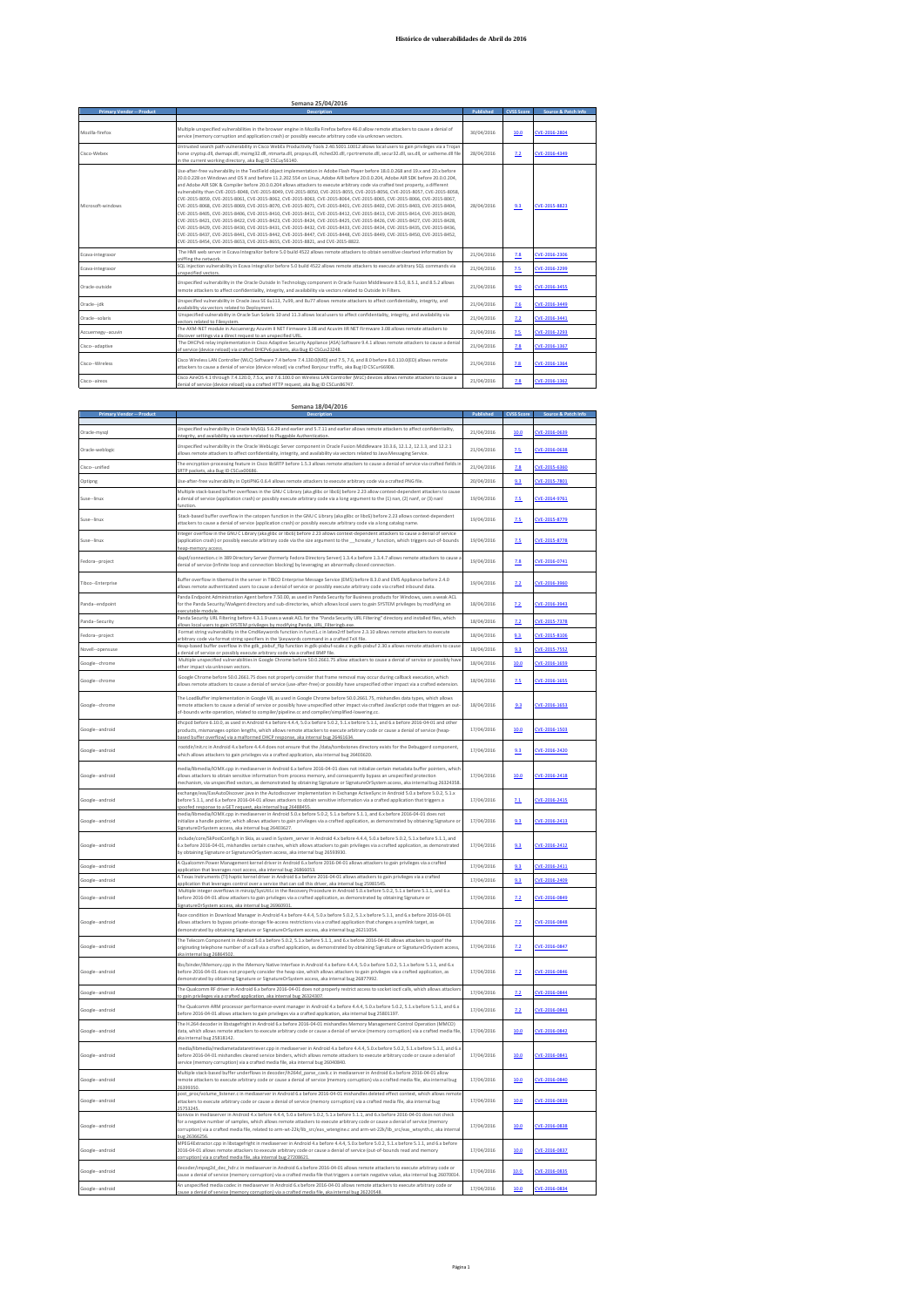# Histórico de vulnerabilidades de Abril do 2016

**Semana 25/04/2016**

| Primary Vendor -- Product | Description | Published | CVSS Score | Source & Patch Info |
|---|---|---|---|---|
| Mozilla-firefox | Multiple unspecified vulnerabilities in the browser engine in Mozilla Firefox before 46.0 allow remote attackers to cause a denial of service (memory corruption and application crash) or possibly execute arbitrary code via unknown vectors. | 30/04/2016 | 10.0 | CVE-2016-2804 |
| Cisco-Webex | Untrusted search path vulnerability in Cisco WebEx Productivity Tools 2.40.5001.10012 allows local users to gain privileges via a Trojan horse cryptsp.dll, dwmapi.dll, msimg32.dll, ntmarta.dll, propsys.dll, riched20.dll, rpcrtremote.dll, secur32.dll, sxs.dll, or uxtheme.dll file in the current working directory, aka Bug ID CSCuy56140. | 28/04/2016 | 7.2 | CVE-2016-1349 |
| Microsoft-windows | Use-after-free vulnerability in the TextField object implementation in Adobe Flash Player before 18.0.0.268 and 19.x and 20.x before 20.0.0.228 on Windows and OS X and before 11.2.202.554 on Linux, Adobe AIR before 20.0.0.204, Adobe AIR SDK before 20.0.0.204, and Adobe AIR SDK & Compiler before 20.0.0.204 allows attackers to execute arbitrary code via crafted text property, a different vulnerability than CVE-2015-8048, CVE-2015-8049, CVE-2015-8050, CVE-2015-8055, CVE-2015-8056, CVE-2015-8057, CVE-2015-8058, CVE-2015-8059, CVE-2015-8061, CVE-2015-8062, CVE-2015-8063, CVE-2015-8064, CVE-2015-8065, CVE-2015-8066, CVE-2015-8067, CVE-2015-8068, CVE-2015-8069, CVE-2015-8070, CVE-2015-8071, CVE-2015-8401, CVE-2015-8402, CVE-2015-8403, CVE-2015-8404, CVE-2015-8405, CVE-2015-8406, CVE-2015-8410, CVE-2015-8411, CVE-2015-8412, CVE-2015-8413, CVE-2015-8414, CVE-2015-8420, CVE-2015-8421, CVE-2015-8422, CVE-2015-8423, CVE-2015-8424, CVE-2015-8425, CVE-2015-8426, CVE-2015-8427, CVE-2015-8428, CVE-2015-8429, CVE-2015-8430, CVE-2015-8431, CVE-2015-8432, CVE-2015-8433, CVE-2015-8434, CVE-2015-8435, CVE-2015-8436, CVE-2015-8437, CVE-2015-8441, CVE-2015-8442, CVE-2015-8447, CVE-2015-8448, CVE-2015-8449, CVE-2015-8450, CVE-2015-8452, CVE-2015-8454, CVE-2015-8653, CVE-2015-8654, CVE-2015-8655, CVE-2015-8821, and CVE-2015-8822. | 28/04/2016 | 9.3 | CVE-2015-8823 |
| Ecava-integraxor | The HMI web server in Ecava IntegraXor before 5.0 build 4522 allows remote attackers to obtain sensitive cleartext information by sniffing the network. | 21/04/2016 | 7.8 | CVE-2016-2306 |
| Ecava-integraxor | SQL injection vulnerability in Ecava IntegraXor before 5.0 build 4522 allows remote attackers to execute arbitrary SQL commands via unspecified vectors. | 21/04/2016 | 7.5 | CVE-2016-2299 |
| Oracle-outside | Unspecified vulnerability in the Oracle Outside In Technology component in Oracle Fusion Middleware 8.5.0, 8.5.1, and 8.5.2 allows remote attackers to affect confidentiality, integrity, and availability via vectors related to Outside In Filters. | 21/04/2016 | 9.0 | CVE-2016-3455 |
| Oracle--jdk | Unspecified vulnerability in Oracle Java SE 6u113, 7u99, and 8u77 allows remote attackers to affect confidentiality, integrity, and availability via vectors related to Deployment. | 21/04/2016 | 7.6 | CVE-2016-3449 |
| Oracle--solaris | Unspecified vulnerability in Oracle Sun Solaris 10 and 11.3 allows local users to affect confidentiality, integrity, and availability via vectors related to Filesystem. | 21/04/2016 | 7.2 | CVE-2016-3441 |
| Accuenergy--acuvim | The AXM-NET module in Accuenergy Acuvim II NET Firmware 3.08 and Acuvim IIR NET Firmware 3.08 allows remote attackers to discover settings via a direct request to an unspecified URL. | 21/04/2016 | 7.5 | CVE-2016-2293 |
| Cisco--adaptive | The DHCPv6 relay implementation in Cisco Adaptive Security Appliance (ASA) Software 9.4.1 allows remote attackers to cause a denial of service (device reload) via crafted DHCPv6 packets, aka Bug ID CSCus23248. | 21/04/2016 | 7.8 | CVE-2016-1367 |
| Cisco--Wireless | Cisco Wireless LAN Controller (WLC) Software 7.4 before 7.4.130.0(MD) and 7.5, 7.6, and 8.0 before 8.0.110.0(ED) allows remote attackers to cause a denial of service (device reload) via crafted Bonjour traffic, aka Bug ID CSCur66908. | 21/04/2016 | 7.8 | CVE-2016-1364 |
| Cisco--aireos | Cisco AireOS 4.1 through 7.4.120.0, 7.5.x, and 7.6.100.0 on Wireless LAN Controller (WLC) devices allows remote attackers to cause a denial of service (device reload) via a crafted HTTP request, aka Bug ID CSCun86747. | 21/04/2016 | 7.8 | CVE-2016-1362 |

**Semana 18/04/2016**

| Primary Vendor -- Product | Description | Published | CVSS Score | Source & Patch Info |
|---|---|---|---|---|
| Oracle-mysql | Unspecified vulnerability in Oracle MySQL 5.6.29 and earlier and 5.7.11 and earlier allows remote attackers to affect confidentiality, integrity, and availability via vectors related to Pluggable Authentication. | 21/04/2016 | 10.0 | CVE-2016-0639 |
| Oracle-weblogic | Unspecified vulnerability in the Oracle WebLogic Server component in Oracle Fusion Middleware 10.3.6, 12.1.2, 12.1.3, and 12.2.1 allows remote attackers to affect confidentiality, integrity, and availability via vectors related to Java Messaging Service. | 21/04/2016 | 7.5 | CVE-2016-0638 |
| Cisco--unified | The encryption-processing feature in Cisco libSRTP before 1.5.3 allows remote attackers to cause a denial of service via crafted fields in SRTP packets, aka Bug ID CSCux00686. | 21/04/2016 | 7.8 | CVE-2015-6360 |
| Optipng | Use-after-free vulnerability in OptiPNG 0.6.4 allows remote attackers to execute arbitrary code via a crafted PNG file. | 20/04/2016 | 9.3 | CVE-2015-7801 |
| Suse--linux | Multiple stack-based buffer overflows in the GNU C Library (aka glibc or libc6) before 2.23 allow context-dependent attackers to cause a denial of service (application crash) or possibly execute arbitrary code via a long argument to the (1) nan, (2) nanf, or (3) nanl function. | 19/04/2016 | 7.5 | CVE-2014-9761 |
| Suse--linux | Stack-based buffer overflow in the catopen function in the GNU C Library (aka glibc or libc6) before 2.23 allows context-dependent attackers to cause a denial of service (application crash) or possibly execute arbitrary code via a long catalog name. | 19/04/2016 | 7.5 | CVE-2015-8779 |
| Suse--linux | Integer overflow in the GNU C Library (aka glibc or libc6) before 2.23 allows context-dependent attackers to cause a denial of service (application crash) or possibly execute arbitrary code via the size argument to the __hcreate_r function, which triggers out-of-bounds heap-memory access. | 19/04/2016 | 7.5 | CVE-2015-8778 |
| Fedora--project | slapd/connection.c in 389 Directory Server (formerly Fedora Directory Server) 1.3.4.x before 1.3.4.7 allows remote attackers to cause a denial of service (infinite loop and connection blocking) by leveraging an abnormally closed connection. | 19/04/2016 | 7.8 | CVE-2016-0741 |
| Tibco--Enterprise | Buffer overflow in tibemsd in the server in TIBCO Enterprise Message Service (EMS) before 8.3.0 and EMS Appliance before 2.4.0 allows remote authenticated users to cause a denial of service or possibly execute arbitrary code via crafted inbound data. | 19/04/2016 | 7.2 | CVE-2016-3960 |
| Panda--endpoint | Panda Endpoint Administration Agent before 7.50.00, as used in Panda Security for Business products for Windows, uses a weak ACL for the Panda Security/WaAgent directory and sub-directories, which allows local users to gain SYSTEM privileges by modifying an executable module. | 18/04/2016 | 7.2 | CVE-2016-3943 |
| Panda--Security | Panda Security URL Filtering before 4.3.1.9 uses a weak ACL for the "Panda Security URL Filtering" directory and installed files, which allows local users to gain SYSTEM privileges by modifying Panda_URL_Filteringb.exe. | 18/04/2016 | 7.2 | CVE-2015-7378 |
| Fedora--project | Format string vulnerability in the CmdKeywords function in funct1.c in latex2rtf before 2.3.10 allows remote attackers to execute arbitrary code via format string specifiers in the \keywords command in a crafted TeX file. | 18/04/2016 | 9.3 | CVE-2015-8106 |
| Novell--opensuse | Heap-based buffer overflow in the gdk_pixbuf_flip function in gdk-pixbuf/gdk-pixbuf-scale.c in gdk-pixbuf 2.30.x allows remote attackers to cause a denial of service or possibly execute arbitrary code via a crafted BMP file. | 18/04/2016 | 9.3 | CVE-2015-7552 |
| Google--chrome | Multiple unspecified vulnerabilities in Google Chrome before 50.0.2661.75 allow attackers to cause a denial of service or possibly have other impact via unknown vectors. | 18/04/2016 | 10.0 | CVE-2016-1659 |
| Google--chrome | Google Chrome before 50.0.2661.75 does not properly consider that frame removal may occur during callback execution, which allows remote attackers to cause a denial of service (use-after-free) or possibly have unspecified other impact via a crafted extension. | 18/04/2016 | 7.5 | CVE-2016-1655 |
| Google--chrome | The LoadBuffer implementation in Google V8, as used in Google Chrome before 50.0.2661.75, mishandles data types, which allows remote attackers to cause a denial of service or possibly have unspecified other impact via crafted JavaScript code that triggers an out-of-bounds write operation, related to compiler/pipeline.cc and compiler/simplified-lowering.cc. | 18/04/2016 | 9.3 | CVE-2016-1653 |
| Google--android | dhcpcd before 6.10.0, as used in Android 4.x before 4.4.4, 5.0.x before 5.0.2, 5.1.x before 5.1.1, and 6.x before 2016-04-01 and other products, mismanages option lengths, which allows remote attackers to execute arbitrary code or cause a denial of service (heap-based buffer overflow) via a malformed DHCP response, aka internal bug 26461634. | 17/04/2016 | 10.0 | CVE-2016-1503 |
| Google--android | rootdir/init.rc in Android 4.x before 4.4.4 does not ensure that the /data/tombstones directory exists for the Debuggerd component, which allows attackers to gain privileges via a crafted application, aka internal bug 26403620. | 17/04/2016 | 9.3 | CVE-2016-2420 |
| Google--android | media/libmedia/IOMX.cpp in mediaserver in Android 6.x before 2016-04-01 does not initialize certain metadata buffer pointers, which allows attackers to obtain sensitive information from process memory, and consequently bypass an unspecified protection mechanism, via unspecified vectors, as demonstrated by obtaining Signature or SignatureOrSystem access, aka internal bug 26324358. | 17/04/2016 | 10.0 | CVE-2016-2418 |
| Google--android | exchange/eas/EasAutoDiscover.java in the Autodiscover implementation in Exchange ActiveSync in Android 5.0.x before 5.0.2, 5.1.x before 5.1.1, and 6.x before 2016-04-01 allows attackers to obtain sensitive information via a crafted application that triggers a spoofed response to a GET request, aka internal bug 26488455. | 17/04/2016 | 7.1 | CVE-2016-2415 |
| Google--android | media/libmedia/IOMX.cpp in mediaserver in Android 5.0.x before 5.0.2, 5.1.x before 5.1.1, and 6.x before 2016-04-01 does not initialize a handle pointer, which allows attackers to gain privileges via a crafted application, as demonstrated by obtaining Signature or SignatureOrSystem access, aka internal bug 26403627. | 17/04/2016 | 9.3 | CVE-2016-2413 |
| Google--android | include/core/SkPreConfig.h in Skia, as used in System_server in Android 4.x before 4.4.4, 5.0.x before 5.0.2, 5.1.x before 5.1.1, and 6.x before 2016-04-01, mishandles certain crashes, which allows attackers to gain privileges via a crafted application, as demonstrated by obtaining Signature or SignatureOrSystem access, aka internal bug 26593930. | 17/04/2016 | 9.3 | CVE-2016-2412 |
| Google--android | A Qualcomm Power Management kernel driver in Android 6.x before 2016-04-01 allows attackers to gain privileges via a crafted application that leverages root access, aka internal bug 26866053. | 17/04/2016 | 9.3 | CVE-2016-2411 |
| Google--android | A Texas Instruments (TI) haptic kernel driver in Android 6.x before 2016-04-01 allows attackers to gain privileges via a crafted application that leverages control over a service that can call this driver, aka internal bug 25981545. | 17/04/2016 | 9.3 | CVE-2016-2409 |
| Google--android | Multiple integer overflows in minzip/SysUtil.c in the Recovery Procedure in Android 5.0.x before 5.0.2, 5.1.x before 5.1.1, and 6.x before 2016-04-01 allow attackers to gain privileges via a crafted application, as demonstrated by obtaining Signature or SignatureOrSystem access, aka internal bug 26960931. | 17/04/2016 | 7.2 | CVE-2016-0849 |
| Google--android | Race condition in Download Manager in Android 4.x before 4.4.4, 5.0.x before 5.0.2, 5.1.x before 5.1.1, and 6.x before 2016-04-01 allows attackers to bypass private-storage file-access restrictions via a crafted application that changes a symlink target, as demonstrated by obtaining Signature or SignatureOrSystem access, aka internal bug 26211054. | 17/04/2016 | 7.2 | CVE-2016-0848 |
| Google--android | The Telecom Component in Android 5.0.x before 5.0.2, 5.1.x before 5.1.1, and 6.x before 2016-04-01 allows attackers to spoof the originating telephone number of a call via a crafted application, as demonstrated by obtaining Signature or SignatureOrSystem access, aka internal bug 26864502. | 17/04/2016 | 7.2 | CVE-2016-0847 |
| Google--android | libs/binder/IMemory.cpp in the IMemory Native Interface in Android 4.x before 4.4.4, 5.0.x before 5.0.2, 5.1.x before 5.1.1, and 6.x before 2016-04-01 does not properly consider the heap size, which allows attackers to gain privileges via a crafted application, as demonstrated by obtaining Signature or SignatureOrSystem access, aka internal bug 26877992. | 17/04/2016 | 7.2 | CVE-2016-0846 |
| Google--android | The Qualcomm RF driver in Android 6.x before 2016-04-01 does not properly restrict access to socket ioctl calls, which allows attackers to gain privileges via a crafted application, aka internal bug 26324307. | 17/04/2016 | 7.2 | CVE-2016-0844 |
| Google--android | The Qualcomm ARM processor performance-event manager in Android 4.x before 4.4.4, 5.0.x before 5.0.2, 5.1.x before 5.1.1, and 6.x before 2016-04-01 allows attackers to gain privileges via a crafted application, aka internal bug 25801197. | 17/04/2016 | 7.2 | CVE-2016-0843 |
| Google--android | The H.264 decoder in libstagefright in Android 6.x before 2016-04-01 mishandles Memory Management Control Operation (MMCO) data, which allows remote attackers to execute arbitrary code or cause a denial of service (memory corruption) via a crafted media file, aka internal bug 25818142. | 17/04/2016 | 10.0 | CVE-2016-0842 |
| Google--android | media/libmedia/mediametadataretriever.cpp in mediaserver in Android 4.x before 4.4.4, 5.0.x before 5.0.2, 5.1.x before 5.1.1, and 6.x before 2016-04-01 mishandles cleared service binders, which allows remote attackers to execute arbitrary code or cause a denial of service (memory corruption) via a crafted media file, aka internal bug 26040840. | 17/04/2016 | 10.0 | CVE-2016-0841 |
| Google--android | Multiple stack-based buffer underflows in decoder/ih264d_parse_cavlc.c in mediaserver in Android 6.x before 2016-04-01 allow remote attackers to execute arbitrary code or cause a denial of service (memory corruption) via a crafted media file, aka internal bug 26399350. | 17/04/2016 | 10.0 | CVE-2016-0840 |
| Google--android | post_proc/volume_listener.c in mediaserver in Android 6.x before 2016-04-01 mishandles deleted effect context, which allows remote attackers to execute arbitrary code or cause a denial of service (memory corruption) via a crafted media file, aka internal bug 25753245. | 17/04/2016 | 10.0 | CVE-2016-0839 |
| Google--android | Sonivox in mediaserver in Android 4.x before 4.4.4, 5.0.x before 5.0.2, 5.1.x before 5.1.1, and 6.x before 2016-04-01 does not check for a negative number of samples, which allows remote attackers to execute arbitrary code or cause a denial of service (memory corruption) via a crafted media file, related to arm-wt-22k/lib_src/eas_wtengine.c and arm-wt-22k/lib_src/eas_wtsynth.c, aka internal bug 26366256. | 17/04/2016 | 10.0 | CVE-2016-0838 |
| Google--android | MPEG4Extractor.cpp in libstagefright in mediaserver in Android 4.x before 4.4.4, 5.0.x before 5.0.2, 5.1.x before 5.1.1, and 6.x before 2016-04-01 allows remote attackers to execute arbitrary code or cause a denial of service (out-of-bounds read and memory corruption) via a crafted media file, aka internal bug 27208621. | 17/04/2016 | 10.0 | CVE-2016-0837 |
| Google--android | decoder/impeg2d_dec_hdr.c in mediaserver in Android 6.x before 2016-04-01 allows remote attackers to execute arbitrary code or cause a denial of service (memory corruption) via a crafted media file that triggers a certain negative value, aka internal bug 26070014. | 17/04/2016 | 10.0 | CVE-2016-0835 |
| Google--android | An unspecified media codec in mediaserver in Android 6.x before 2016-04-01 allows remote attackers to execute arbitrary code or cause a denial of service (memory corruption) via a crafted media file, aka internal bug 26220548. | 17/04/2016 | 10.0 | CVE-2016-0834 |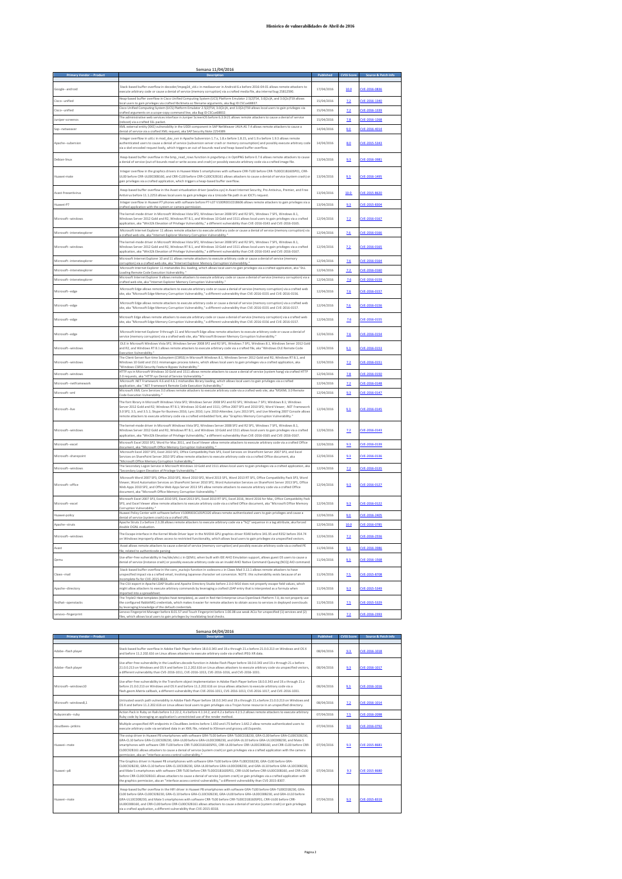# Histórico de vulnerabilidades de Abril do 2016

## Semana 11/04/2016

| Primary Vendor -- Product | Description | Published | CVSS Score | Source & Patch Info |
|---|---|---|---|---|
| Google--android | Stack-based buffer overflow in decoder/impeg2d_vld.c in mediaserver in Android 6.x before 2016-04-01 allows remote attackers to execute arbitrary code or cause a denial of service (memory corruption) via a crafted media file, aka internal bug 25812590. | 17/04/2016 | 10.0 | CVE-2016-0836 |
| Cisco--unified | Heap-based buffer overflow in Cisco Unified Computing System (UCS) Platform Emulator 2.5(2)TS4, 3.0(2c)A, and 3.0(2c)TS9 allows local users to gain privileges via crafted libclimeta.so filename arguments, aka Bug ID CSCux68837. | 15/04/2016 | 7.2 | CVE-2016-1340 |
| Cisco--unified | Cisco Unified Computing System (UCS) Platform Emulator 2.5(2)TS4, 3.0(2c)A, and 3.0(2c)TS9 allows local users to gain privileges via crafted arguments on a ucspe-copy command line, aka Bug ID CSCux68832. | 15/04/2016 | 7.2 | CVE-2016-1339 |
| Juniper--screenos | The administrative web services interface in Juniper ScreenOS before 6.3.0r21 allows remote attackers to cause a denial of service (reboot) via a crafted SSL packet. | 15/04/2016 | 7.8 | CVE-2016-1268 |
| Sap--netweaver | XML external entity (XXE) vulnerability in the UDDI component in SAP NetWeaver JAVA AS 7.4 allows remote attackers to cause a denial of service via a crafted XML request, aka SAP Security Note 2254389. | 14/04/2016 | 9.0 | CVE-2016-4014 |
| Apache--subversion | Integer overflow in util.c in mod_dav_svn in Apache Subversion 1.7.x, 1.8.x before 1.8.15, and 1.9.x before 1.9.3 allows remote authenticated users to cause a denial of service (subversion server crash or memory consumption) and possibly execute arbitrary code via a skel-encoded request body, which triggers an out-of-bounds read and heap-based buffer overflow. | 14/04/2016 | 8.0 | CVE-2015-5343 |
| Debian-linux | Heap-based buffer overflow in the bmp_read_rows function in pngxrbmp.c in OptiPNG before 0.7.6 allows remote attackers to cause a denial of service (out-of-bounds read or write access and crash) or possibly execute arbitrary code via a crafted image file. | 13/04/2016 | 9.3 | CVE-2016-3981 |
| Huawei-mate | Integer overflow in the graphics drivers in Huawei Mate S smartphones with software CRR-TL00 before CRR-TL00C01B160SP01, CRR-UL00 before CRR-UL00C00B160, and CRR-CL00 before CRR-CL00C92B161 allows attackers to cause a denial of service (system crash) or gain privileges via a crafted application, which triggers a heap-based buffer overflow. | 13/04/2016 | 9.3 | CVE-2016-1495 |
| Avast-freeantivirus | Heap-based buffer overflow in the Avast virtualization driver (aswSnx.sys) in Avast Internet Security, Pro Antivirus, Premier, and Free Antivirus before 11.1.2253 allows local users to gain privileges via a Unicode file path in an IOCTL request. | 13/04/2016 | 10.0 | CVE-2015-8620 |
| Huawei-P7 | Integer overflow in Huawei P7 phones with software before P7-L07 V100R001C01B606 allows remote attackers to gain privileges via a crafted application with the system or camera permission. | 13/04/2016 | 9.3 | CVE-2015-8304 |
| Microsoft--windows | The kernel-mode driver in Microsoft Windows Vista SP2, Windows Server 2008 SP2 and R2 SP1, Windows 7 SP1, Windows 8.1, Windows Server 2012 Gold and R2, Windows RT 8.1, and Windows 10 Gold and 1511 allows local users to gain privileges via a crafted application, aka "Win32k Elevation of Privilege Vulnerability," a different vulnerability than CVE-2016-0143 and CVE-2016-0165. | 12/04/2016 | 7.2 | CVE-2016-0167 |
| Microsoft--internetexplorer | Microsoft Internet Explorer 11 allows remote attackers to execute arbitrary code or cause a denial of service (memory corruption) via a crafted web site, aka "Internet Explorer Memory Corruption Vulnerability." | 12/04/2016 | 7.6 | CVE-2016-0166 |
| Microsoft--windows | The kernel-mode driver in Microsoft Windows Vista SP2, Windows Server 2008 SP2 and R2 SP1, Windows 7 SP1, Windows 8.1, Windows Server 2012 Gold and R2, Windows RT 8.1, and Windows 10 Gold and 1511 allows local users to gain privileges via a crafted application, aka "Win32k Elevation of Privilege Vulnerability," a different vulnerability than CVE-2016-0143 and CVE-2016-0167. | 12/04/2016 | 7.2 | CVE-2016-0165 |
| Microsoft--internetexplorer | Microsoft Internet Explorer 10 and 11 allows remote attackers to execute arbitrary code or cause a denial of service (memory corruption) via a crafted web site, aka "Internet Explorer Memory Corruption Vulnerability." | 12/04/2016 | 7.6 | CVE-2016-0164 |
| Microsoft--internetexplorer | Microsoft Internet Explorer 11 mishandles DLL loading, which allows local users to gain privileges via a crafted application, aka "DLL Loading Remote Code Execution Vulnerability." | 12/04/2016 | 7.2 | CVE-2016-0160 |
| Microsoft--internetexplorer | Microsoft Internet Explorer 9 allows remote attackers to execute arbitrary code or cause a denial of service (memory corruption) via a crafted web site, aka "Internet Explorer Memory Corruption Vulnerability." | 12/04/2016 | 7.6 | CVE-2016-0159 |
| Microsoft--edge | Microsoft Edge allows remote attackers to execute arbitrary code or cause a denial of service (memory corruption) via a crafted web site, aka "Microsoft Edge Memory Corruption Vulnerability," a different vulnerability than CVE-2016-0155 and CVE-2016-0156. | 12/04/2016 | 7.6 | CVE-2016-0157 |
| Microsoft--edge | Microsoft Edge allows remote attackers to execute arbitrary code or cause a denial of service (memory corruption) via a crafted web site, aka "Microsoft Edge Memory Corruption Vulnerability," a different vulnerability than CVE-2016-0155 and CVE-2016-0157. | 12/04/2016 | 7.6 | CVE-2016-0156 |
| Microsoft--edge | Microsoft Edge allows remote attackers to execute arbitrary code or cause a denial of service (memory corruption) via a crafted web site, aka "Microsoft Edge Memory Corruption Vulnerability," a different vulnerability than CVE-2016-0156 and CVE-2016-0157. | 12/04/2016 | 7.6 | CVE-2016-0155 |
| Microsoft--edge | Microsoft Internet Explorer 9 through 11 and Microsoft Edge allow remote attackers to execute arbitrary code or cause a denial of service (memory corruption) via a crafted web site, aka "Microsoft Browser Memory Corruption Vulnerability." | 12/04/2016 | 7.6 | CVE-2016-0154 |
| Microsoft--windows | OLE in Microsoft Windows Vista SP2, Windows Server 2008 SP2 and R2 SP1, Windows 7 SP1, Windows 8.1, Windows Server 2012 Gold and R2, and Windows RT 8.1 allows remote attackers to execute arbitrary code via a crafted file, aka "Windows OLE Remote Code Execution Vulnerability." | 12/04/2016 | 9.3 | CVE-2016-0153 |
| Microsoft--windows | The Client-Server Run-time Subsystem (CSRSS) in Microsoft Windows 8.1, Windows Server 2012 Gold and R2, Windows RT 8.1, and Windows 10 Gold and 1511 mismanages process tokens, which allows local users to gain privileges via a crafted application, aka "Windows CSRSS Security Feature Bypass Vulnerability." | 12/04/2016 | 7.2 | CVE-2016-0151 |
| Microsoft--windows | HTTP.sys in Microsoft Windows 10 Gold and 1511 allows remote attackers to cause a denial of service (system hang) via crafted HTTP 2.0 requests, aka "HTTP.sys Denial of Service Vulnerability." | 12/04/2016 | 7.8 | CVE-2016-0150 |
| Microsoft--netframework | Microsoft .NET Framework 4.6 and 4.6.1 mishandles library loading, which allows local users to gain privileges via a crafted application, aka ".NET Framework Remote Code Execution Vulnerability." | 12/04/2016 | 7.2 | CVE-2016-0148 |
| Microsoft--xml | Microsoft XML Core Services 3.0 allows remote attackers to execute arbitrary code via a crafted web site, aka "MSXML 3.0 Remote Code Execution Vulnerability." | 12/04/2016 | 9.3 | CVE-2016-0147 |
| Microsoft--live | The font library in Microsoft Windows Vista SP2; Windows Server 2008 SP2 and R2 SP1; Windows 7 SP1; Windows 8.1; Windows Server 2012 Gold and R2; Windows RT 8.1; Windows 10 Gold and 1511; Office 2007 SP3 and 2010 SP2; Word Viewer; .NET Framework 3.0 SP2, 3.5, and 3.5.1; Skype for Business 2016; Lync 2010; Lync 2013 SP1; and Live Meeting 2007 Console allows remote attackers to execute arbitrary code via a crafted embedded font, aka "Graphics Memory Corruption Vulnerability." | 12/04/2016 | 9.3 | CVE-2016-0145 |
| Microsoft--windows | The kernel-mode driver in Microsoft Windows Vista SP2, Windows Server 2008 SP2 and R2 SP1, Windows 7 SP1, Windows 8.1, Windows Server 2012 Gold and R2, Windows RT 8.1, and Windows 10 Gold and 1511 allows local users to gain privileges via a crafted application, aka "Win32k Elevation of Privilege Vulnerability," a different vulnerability than CVE-2016-0165 and CVE-2016-0167. | 12/04/2016 | 7.2 | CVE-2016-0143 |
| Microsoft--excel | Microsoft Excel 2010 SP2, Word for Mac 2011, and Excel Viewer allow remote attackers to execute arbitrary code via a crafted Office document, aka "Microsoft Office Memory Corruption Vulnerability." | 12/04/2016 | 9.3 | CVE-2016-0139 |
| Microsoft--sharepoint | Microsoft Excel 2007 SP3, Excel 2010 SP2, Office Compatibility Pack SP3, Excel Services on SharePoint Server 2007 SP3, and Excel Services on SharePoint Server 2010 SP2 allow remote attackers to execute arbitrary code via a crafted Office document, aka "Microsoft Office Memory Corruption Vulnerability." | 12/04/2016 | 9.3 | CVE-2016-0136 |
| Microsoft--windows | The Secondary Logon Service in Microsoft Windows 10 Gold and 1511 allows local users to gain privileges via a crafted application, aka "Secondary Logon Elevation of Privilege Vulnerability." | 12/04/2016 | 7.2 | CVE-2016-0135 |
| Microsoft--office | Microsoft Word 2007 SP3, Office 2010 SP2, Word 2010 SP2, Word 2013 SP1, Word 2013 RT SP1, Office Compatibility Pack SP3, Word Viewer, Word Automation Services on SharePoint Server 2010 SP2, Word Automation Services on SharePoint Server 2013 SP1, Office Web Apps 2010 SP2, and Office Web Apps Server 2013 SP1 allow remote attackers to execute arbitrary code via a crafted Office document, aka "Microsoft Office Memory Corruption Vulnerability." | 12/04/2016 | 9.3 | CVE-2016-0127 |
| Microsoft--excel | Microsoft Excel 2007 SP3, Excel 2010 SP2, Excel 2013 SP1, Excel 2013 RT SP1, Excel 2016, Word 2016 for Mac, Office Compatibility Pack SP3, and Excel Viewer allow remote attackers to execute arbitrary code via a crafted Office document, aka "Microsoft Office Memory Corruption Vulnerability." | 12/04/2016 | 9.3 | CVE-2016-0122 |
| Huawei-policy | Huawei Policy Center with software before V100R003C10SPC020 allows remote authenticated users to gain privileges and cause a denial of service (system crash) via a crafted URL. | 12/04/2016 | 9.0 | CVE-2016-2405 |
| Apache--struts | Apache Struts 2.x before 2.3.28 allows remote attackers to execute arbitrary code via a "%{}" sequence in a tag attribute, aka forced double OGNL evaluation. | 12/04/2016 | 10.0 | CVE-2016-0785 |
| Microsoft--windows | The Escape interface in the Kernel Mode Driver layer in the NVIDIA GPU graphics driver R340 before 341.95 and R352 before 354.74 on Windows improperly allows access to restricted functionality, which allows local users to gain privileges via unspecified vectors. | 12/04/2016 | 7.2 | CVE-2016-2556 |
| Avast | Avast allows remote attackers to cause a denial of service (memory corruption) and possibly execute arbitrary code via a crafted PE file, related to authenticode parsing. | 11/04/2016 | 9.3 | CVE-2016-3986 |
| Qemu | Use-after-free vulnerability in hw/ide/ahci.c in QEMU, when built with IDE AHCI Emulation support, allows guest OS users to cause a denial of service (instance crash) or possibly execute arbitrary code via an invalid AHCI Native Command Queuing (NCQ) AIO command. | 11/04/2016 | 9.3 | CVE-2016-1568 |
| Claws--mail | Stack-based buffer overflow in the conv_euctojis function in codeconv.c in Claws Mail 3.13.1 allows remote attackers to have unspecified impact via a crafted email, involving Japanese character set conversion. NOTE: this vulnerability exists because of an incomplete fix for CVE-2015-8614. | 11/04/2016 | 7.5 | CVE-2015-8708 |
| Apache--directory | The CSV export in Apache LDAP Studio and Apache Directory Studio before 2.0.0-M10 does not properly escape field values, which might allow attackers to execute arbitrary commands by leveraging a crafted LDAP entry that is interpreted as a formula when imported into a spreadsheet. | 11/04/2016 | 9.3 | CVE-2015-5349 |
| Redhat--openstacks | The TripleO Heat templates (tripleo-heat-templates), as used in Red Hat Enterprise Linux OpenStack Platform 7.0, do not properly use the configured RabbitMQ credentials, which makes it easier for remote attackers to obtain access to services in deployed overclouds by leveraging knowledge of the default credentials. | 11/04/2016 | 7.5 | CVE-2015-5329 |
| Lenovo--fingerprint | Lenovo Fingerprint Manager before 8.01.57 and Touch Fingerprint before 1.00.08 use weak ACLs for unspecified (1) services and (2) files, which allows local users to gain privileges by invalidating local checks. | 11/04/2016 | 7.2 | CVE-2016-2393 |

## Semana 04/04/2016

| Primary Vendor -- Product | Description | Published | CVSS Score | Source & Patch Info |
|---|---|---|---|---|
| Adobe--flash player | Stack-based buffer overflow in Adobe Flash Player before 18.0.0.343 and 19.x through 21.x before 21.0.0.213 on Windows and OS X and before 11.2.202.616 on Linux allows attackers to execute arbitrary code via crafted JPEG-XR data. | 08/04/2016 | 9.3 | CVE-2016-1018 |
| Adobe--flash player | Use-after-free vulnerability in the LoadVars.decode function in Adobe Flash Player before 18.0.0.343 and 19.x through 21.x before 21.0.0.213 on Windows and OS X and before 11.2.202.616 on Linux allows attackers to execute arbitrary code via unspecified vectors, a different vulnerability than CVE-2016-1011, CVE-2016-1013, CVE-2016-1016, and CVE-2016-1031. | 08/04/2016 | 9.3 | CVE-2016-1017 |
| Microsoft--windows10 | Use-after-free vulnerability in the Transform object implementation in Adobe Flash Player before 18.0.0.343 and 19.x through 21.x before 21.0.0.213 on Windows and OS X and before 11.2.202.616 on Linux allows attackers to execute arbitrary code via a flash.geom.Matrix callback, a different vulnerability than CVE-2016-1011, CVE-2016-1013, CVE-2016-1017, and CVE-2016-1031. | 08/04/2016 | 9.3 | CVE-2016-1016 |
| Microsoft--windows8,1 | Untrusted search path vulnerability in Adobe Flash Player before 18.0.0.343 and 19.x through 21.x before 21.0.0.213 on Windows and OS X and before 11.2.202.616 on Linux allows local users to gain privileges via a Trojan horse resource in an unspecified directory. | 08/04/2016 | 7.2 | CVE-2016-1014 |
| Rubyonrails--ruby | Action Pack in Ruby on Rails before 3.2.22.2, 4.x before 4.1.14.2, and 4.2.x before 4.2.5.2 allows remote attackers to execute arbitrary Ruby code by leveraging an application's unrestricted use of the render method. | 07/04/2016 | 7.5 | CVE-2016-2098 |
| cloudbees--jetkins | Multiple unspecified API endpoints in CloudBees Jenkins before 1.650 and LTS before 1.642.2 allow remote authenticated users to execute arbitrary code via serialized data in an XML file, related to XStream and groovy.util.Expando. | 07/04/2016 | 9.0 | CVE-2016-0792 |
| Huawei--mate | The ovisp driver in Huawei P8 smartphones with software GRA-TL00 before GRA-TL00C01B230, GRA-CL00 before GRA-CL00C92B230, GRA-CL10 before GRA-CL10C92B230, GRA-UL00 before GRA-UL00C00B230, and GRA-UL10 before GRA-UL10C00B230, and Mate S smartphones with software CRR-TL00 before CRR-TL00C01B160SP01, CRR-UL00 before CRR-UL00C00B160, and CRR-CL00 before CRR-CL00C92B161 allows attackers to cause a denial of service (system crash) or gain privileges via a crafted application with the camera permission, aka an "interface access control vulnerability." | 07/04/2016 | 9.3 | CVE-2015-8681 |
| Huawei--p8 | The Graphics driver in Huawei P8 smartphones with software GRA-TL00 before GRA-TL00C01B230, GRA-CL00 before GRA-CL00C92B230, GRA-CL10 before GRA-CL10C92B230, GRA-UL00 before GRA-UL00C00B230, and GRA-UL10 before GRA-UL10C00B230, and Mate S smartphones with software CRR-TL00 before CRR-TL00C01B160SP01, CRR-UL00 before CRR-UL00C00B160, and CRR-CL00 before CRR-CL00C92B161 allows attackers to cause a denial of service (system crash) or gain privileges via a crafted application with the graphics permission, aka an "interface access control vulnerability," a different vulnerability than CVE-2015-8307. | 07/04/2016 | 9.3 | CVE-2015-8680 |
| Huawei--mate | Heap-based buffer overflow in the HIFI driver in Huawei P8 smartphones with software GRA-TL00 before GRA-TL00C01B230, GRA-CL00 before GRA-CL00C92B230, GRA-CL10 before GRA-CL10C92B230, GRA-UL00 before GRA-UL00C00B230, and GRA-UL10 before GRA-UL10C00B230, and Mate S smartphones with software CRR-TL00 before CRR-TL00C01B160SP01, CRR-UL00 before CRR-UL00C00B160, and CRR-CL00 before CRR-CL00C92B161 allows attackers to cause a denial of service (system crash) or gain privileges via a crafted application, a different vulnerability than CVE-2015-8318. | 07/04/2016 | 9.3 | CVE-2015-8319 |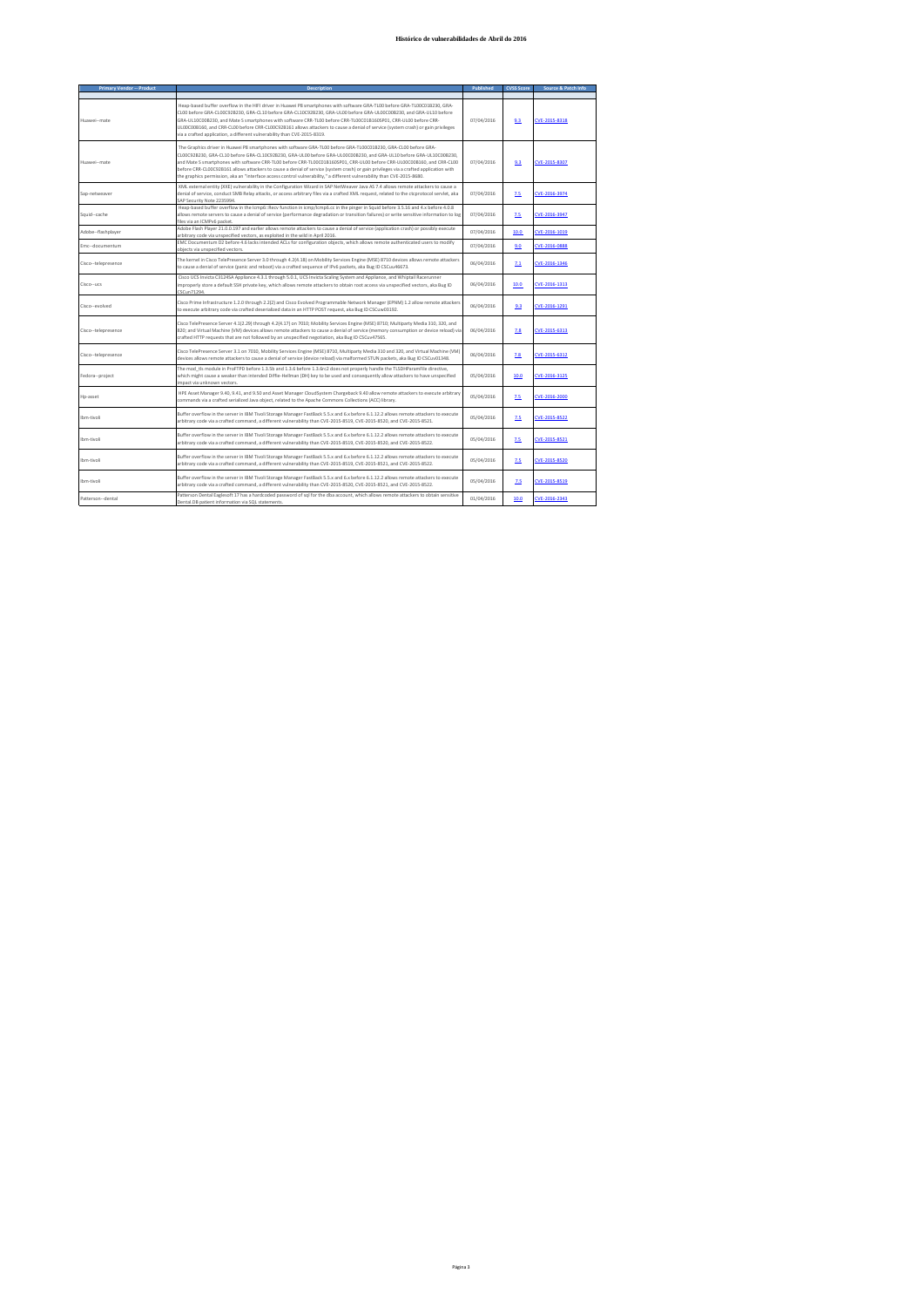# Histórico de vulnerabilidades de Abril do 2016

| Primary Vendor -- Product | Description | Published | CVSS Score | Source & Patch Info |
|---|---|---|---|---|
| Huawei--mate | Heap-based buffer overflow in the HIFI driver in Huawei P8 smartphones with software GRA-TL00 before GRA-TL00C01B230, GRA-CL00 before GRA-CL00C92B230, GRA-CL10 before GRA-CL10C92B230, GRA-UL00 before GRA-UL00C00B230, and GRA-UL10 before GRA-UL10C00B230, and Mate S smartphones with software CRR-TL00 before CRR-TL00C01B160SP01, CRR-UL00 before CRR-UL00C00B160, and CRR-CL00 before CRR-CL00C92B161 allows attackers to cause a denial of service (system crash) or gain privileges via a crafted application, a different vulnerability than CVE-2015-8319. | 07/04/2016 | 9.3 | CVE-2015-8318 |
| Huawei--mate | The Graphics driver in Huawei P8 smartphones with software GRA-TL00 before GRA-TL00C01B230, GRA-CL00 before GRA-CL00C92B230, GRA-CL10 before GRA-CL10C92B230, GRA-UL00 before GRA-UL00C00B230, and GRA-UL10 before GRA-UL10C00B230, and Mate S smartphones with software CRR-TL00 before CRR-TL00C01B160SP01, CRR-UL00 before CRR-UL00C00B160, and CRR-CL00 before CRR-CL00C92B161 allows attackers to cause a denial of service (system crash) or gain privileges via a crafted application with the graphics permission, aka an "interface access control vulnerability," a different vulnerability than CVE-2015-8680. | 07/04/2016 | 9.3 | CVE-2015-8307 |
| Sap--netweaver | XML external entity (XXE) vulnerability in the Configuration Wizard in SAP NetWeaver Java AS 7.4 allows remote attackers to cause a denial of service, conduct SMB Relay attacks, or access arbitrary files via a crafted XML request, related to the ctcprotocol servlet, aka SAP Security Note 2235994. | 07/04/2016 | 7.5 | CVE-2016-3974 |
| Squid--cache | Heap-based buffer overflow in the Icmp6::Recv function in icmp/Icmp6.cc in the pinger in Squid before 3.5.16 and 4.x before 4.0.8 allows remote servers to cause a denial of service (performance degradation or transition failures) or write sensitive information to log files via an ICMPv6 packet. | 07/04/2016 | 7.5 | CVE-2016-3947 |
| Adobe--flashplayer | Adobe Flash Player 21.0.0.197 and earlier allows remote attackers to cause a denial of service (application crash) or possibly execute arbitrary code via unspecified vectors, as exploited in the wild in April 2016. | 07/04/2016 | 10.0 | CVE-2016-1019 |
| Emc--documentum | EMC Documentum D2 before 4.6 lacks intended ACLs for configuration objects, which allows remote authenticated users to modify objects via unspecified vectors. | 07/04/2016 | 9.0 | CVE-2016-0888 |
| Cisco--telepresence | The kernel in Cisco TelePresence Server 3.0 through 4.2(4.18) on Mobility Services Engine (MSE) 8710 devices allows remote attackers to cause a denial of service (panic and reboot) via a crafted sequence of IPv6 packets, aka Bug ID CSCuu46673. | 06/04/2016 | 7.1 | CVE-2016-1346 |
| Cisco--ucs | Cisco UCS Invicta C3124SA Appliance 4.3.1 through 5.0.1, UCS Invicta Scaling System and Appliance, and Whiptail Racerunner improperly store a default SSH private key, which allows remote attackers to obtain root access via unspecified vectors, aka Bug ID CSCun71294. | 06/04/2016 | 10.0 | CVE-2016-1313 |
| Cisco--evolved | Cisco Prime Infrastructure 1.2.0 through 2.2(2) and Cisco Evolved Programmable Network Manager (EPNM) 1.2 allow remote attackers to execute arbitrary code via crafted deserialized data in an HTTP POST request, aka Bug ID CSCuw03192. | 06/04/2016 | 9.3 | CVE-2016-1291 |
| Cisco--telepresence | Cisco TelePresence Server 4.1(2.29) through 4.2(4.17) on 7010; Mobility Services Engine (MSE) 8710; Multiparty Media 310, 320, and 820; and Virtual Machine (VM) devices allows remote attackers to cause a denial of service (memory consumption or device reload) via crafted HTTP requests that are not followed by an unspecified negotiation, aka Bug ID CSCuv47565. | 06/04/2016 | 7.8 | CVE-2015-6313 |
| Cisco--telepresence | Cisco TelePresence Server 3.1 on 7010, Mobility Services Engine (MSE) 8710, Multiparty Media 310 and 320, and Virtual Machine (VM) devices allows remote attackers to cause a denial of service (device reload) via malformed STUN packets, aka Bug ID CSCuv01348. | 06/04/2016 | 7.8 | CVE-2015-6312 |
| Fedora--project | The mod_tls module in ProFTPD before 1.3.5b and 1.3.6 before 1.3.6rc2 does not properly handle the TLSDHParamFile directive, which might cause a weaker than intended Diffie-Hellman (DH) key to be used and consequently allow attackers to have unspecified impact via unknown vectors. | 05/04/2016 | 10.0 | CVE-2016-3125 |
| Hp--asset | HPE Asset Manager 9.40, 9.41, and 9.50 and Asset Manager CloudSystem Chargeback 9.40 allow remote attackers to execute arbitrary commands via a crafted serialized Java object, related to the Apache Commons Collections (ACC) library. | 05/04/2016 | 7.5 | CVE-2016-2000 |
| Ibm--tivoli | Buffer overflow in the server in IBM Tivoli Storage Manager FastBack 5.5.x and 6.x before 6.1.12.2 allows remote attackers to execute arbitrary code via a crafted command, a different vulnerability than CVE-2015-8519, CVE-2015-8520, and CVE-2015-8521. | 05/04/2016 | 7.5 | CVE-2015-8522 |
| Ibm--tivoli | Buffer overflow in the server in IBM Tivoli Storage Manager FastBack 5.5.x and 6.x before 6.1.12.2 allows remote attackers to execute arbitrary code via a crafted command, a different vulnerability than CVE-2015-8519, CVE-2015-8520, and CVE-2015-8522. | 05/04/2016 | 7.5 | CVE-2015-8521 |
| Ibm--tivoli | Buffer overflow in the server in IBM Tivoli Storage Manager FastBack 5.5.x and 6.x before 6.1.12.2 allows remote attackers to execute arbitrary code via a crafted command, a different vulnerability than CVE-2015-8519, CVE-2015-8521, and CVE-2015-8522. | 05/04/2016 | 7.5 | CVE-2015-8520 |
| Ibm--tivoli | Buffer overflow in the server in IBM Tivoli Storage Manager FastBack 5.5.x and 6.x before 6.1.12.2 allows remote attackers to execute arbitrary code via a crafted command, a different vulnerability than CVE-2015-8520, CVE-2015-8521, and CVE-2015-8522. | 05/04/2016 | 7.5 | CVE-2015-8519 |
| Patterson--dental | Patterson Dental Eaglesoft 17 has a hardcoded password of sql for the dba account, which allows remote attackers to obtain sensitive Dental.DB patient information via SQL statements. | 01/04/2016 | 10.0 | CVE-2016-2343 |